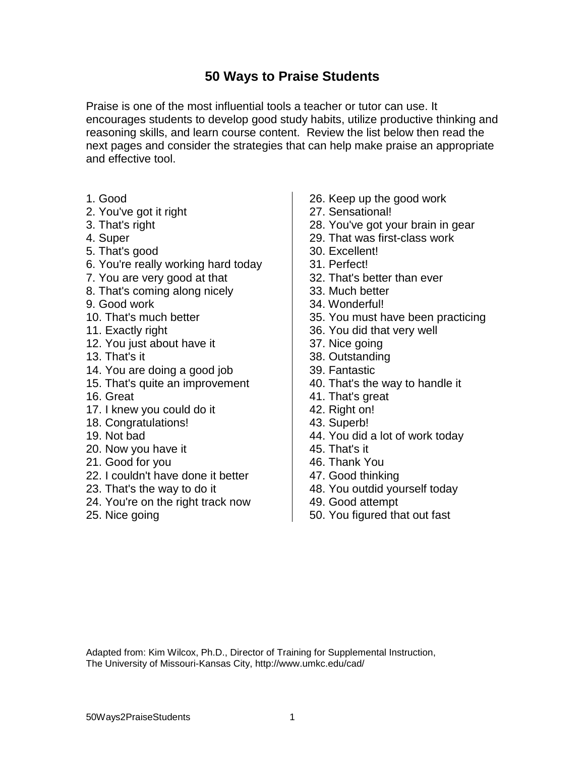# 50 Ways to Praise Students

Praise is one of the most influential tools a teacher or tutor can use. It encourages students to develop good study habits, utilize productive thinking and reasoning skills, and learn course content. Review the list below then read the next pages and consider the strategies that can help make praise an appropriate and effective tool.

1. Good
2. You've got it right
3. That's right
4. Super
5. That's good
6. You're really working hard today
7. You are very good at that
8. That's coming along nicely
9. Good work
10. That's much better
11. Exactly right
12. You just about have it
13. That's it
14. You are doing a good job
15. That's quite an improvement
16. Great
17. I knew you could do it
18. Congratulations!
19. Not bad
20. Now you have it
21. Good for you
22. I couldn't have done it better
23. That's the way to do it
24. You're on the right track now
25. Nice going
26. Keep up the good work
27. Sensational!
28. You've got your brain in gear
29. That was first-class work
30. Excellent!
31. Perfect!
32. That's better than ever
33. Much better
34. Wonderful!
35. You must have been practicing
36. You did that very well
37. Nice going
38. Outstanding
39. Fantastic
40. That's the way to handle it
41. That's great
42. Right on!
43. Superb!
44. You did a lot of work today
45. That's it
46. Thank You
47. Good thinking
48. You outdid yourself today
49. Good attempt
50. You figured that out fast

Adapted from: Kim Wilcox, Ph.D., Director of Training for Supplemental Instruction, The University of Missouri-Kansas City, http://www.umkc.edu/cad/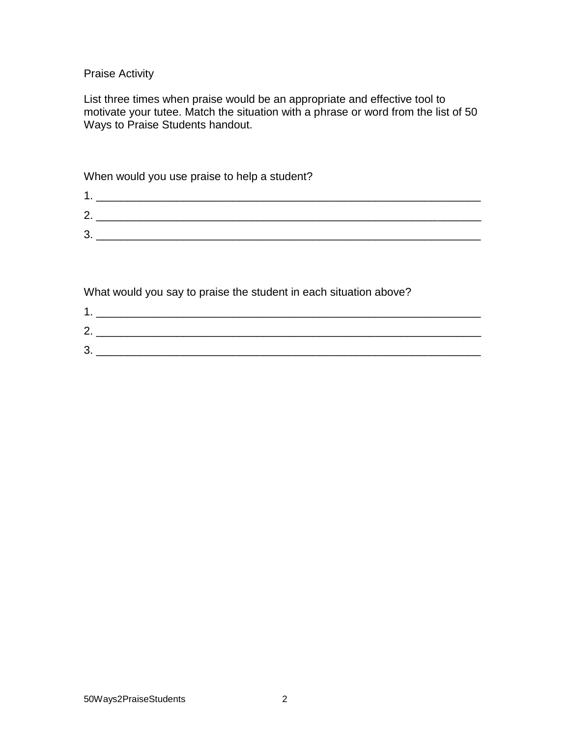Praise Activity

List three times when praise would be an appropriate and effective tool to motivate your tutee. Match the situation with a phrase or word from the list of 50 Ways to Praise Students handout.

When would you use praise to help a student?

1. ______________________________________________________________

2. ______________________________________________________________

3. ______________________________________________________________

What would you say to praise the student in each situation above?

1. ______________________________________________________________

2. ______________________________________________________________

3. ______________________________________________________________